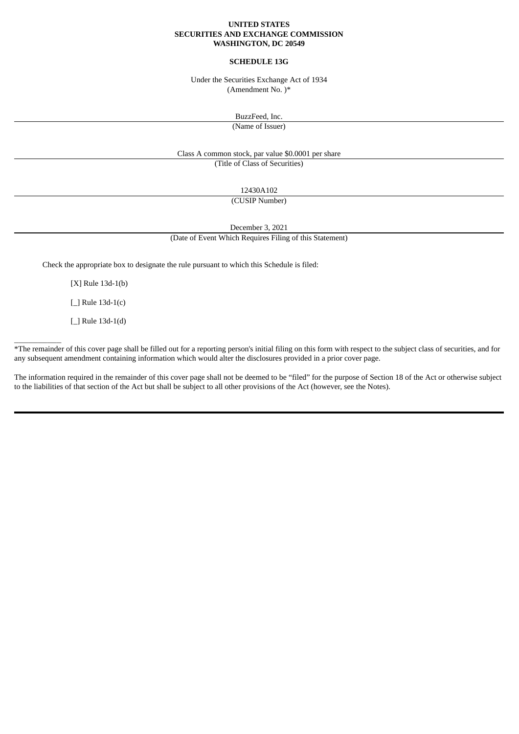**UNITED STATES**
**SECURITIES AND EXCHANGE COMMISSION**
**WASHINGTON, DC 20549**

**SCHEDULE 13G**

Under the Securities Exchange Act of 1934
(Amendment No. )*

BuzzFeed, Inc.
(Name of Issuer)

Class A common stock, par value $0.0001 per share
(Title of Class of Securities)

12430A102
(CUSIP Number)

December 3, 2021
(Date of Event Which Requires Filing of this Statement)

Check the appropriate box to designate the rule pursuant to which this Schedule is filed:

[X] Rule 13d-1(b)

[_] Rule 13d-1(c)

[_] Rule 13d-1(d)

*The remainder of this cover page shall be filled out for a reporting person's initial filing on this form with respect to the subject class of securities, and for any subsequent amendment containing information which would alter the disclosures provided in a prior cover page.

The information required in the remainder of this cover page shall not be deemed to be "filed" for the purpose of Section 18 of the Act or otherwise subject to the liabilities of that section of the Act but shall be subject to all other provisions of the Act (however, see the Notes).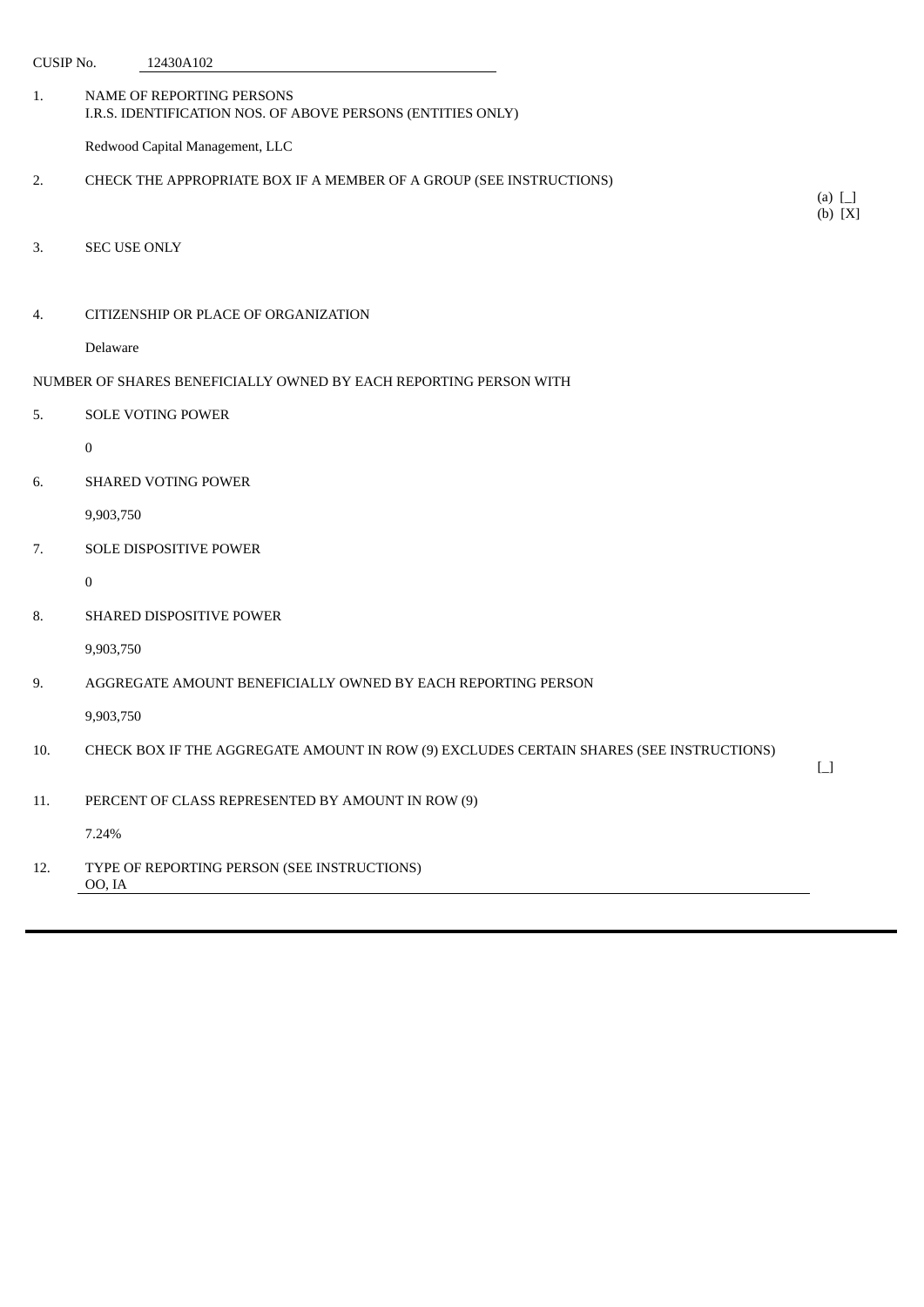CUSIP No. 12430A102

| | | |
|---|---|---|
| 1. | NAME OF REPORTING PERSONS<br>I.R.S. IDENTIFICATION NOS. OF ABOVE PERSONS (ENTITIES ONLY)<br><br>Redwood Capital Management, LLC | |
| 2. | CHECK THE APPROPRIATE BOX IF A MEMBER OF A GROUP (SEE INSTRUCTIONS) | (a) [_]<br>(b) [X] |
| 3. | SEC USE ONLY | |
| 4. | CITIZENSHIP OR PLACE OF ORGANIZATION<br><br>Delaware | |
| NUMBER OF SHARES BENEFICIALLY OWNED BY EACH REPORTING PERSON WITH | | |
| 5. | SOLE VOTING POWER<br><br>0 | |
| 6. | SHARED VOTING POWER<br><br>9,903,750 | |
| 7. | SOLE DISPOSITIVE POWER<br><br>0 | |
| 8. | SHARED DISPOSITIVE POWER<br><br>9,903,750 | |
| 9. | AGGREGATE AMOUNT BENEFICIALLY OWNED BY EACH REPORTING PERSON<br><br>9,903,750 | |
| 10. | CHECK BOX IF THE AGGREGATE AMOUNT IN ROW (9) EXCLUDES CERTAIN SHARES (SEE INSTRUCTIONS) | [_] |
| 11. | PERCENT OF CLASS REPRESENTED BY AMOUNT IN ROW (9)<br><br>7.24% | |
| 12. | TYPE OF REPORTING PERSON (SEE INSTRUCTIONS)<br>OO, IA | |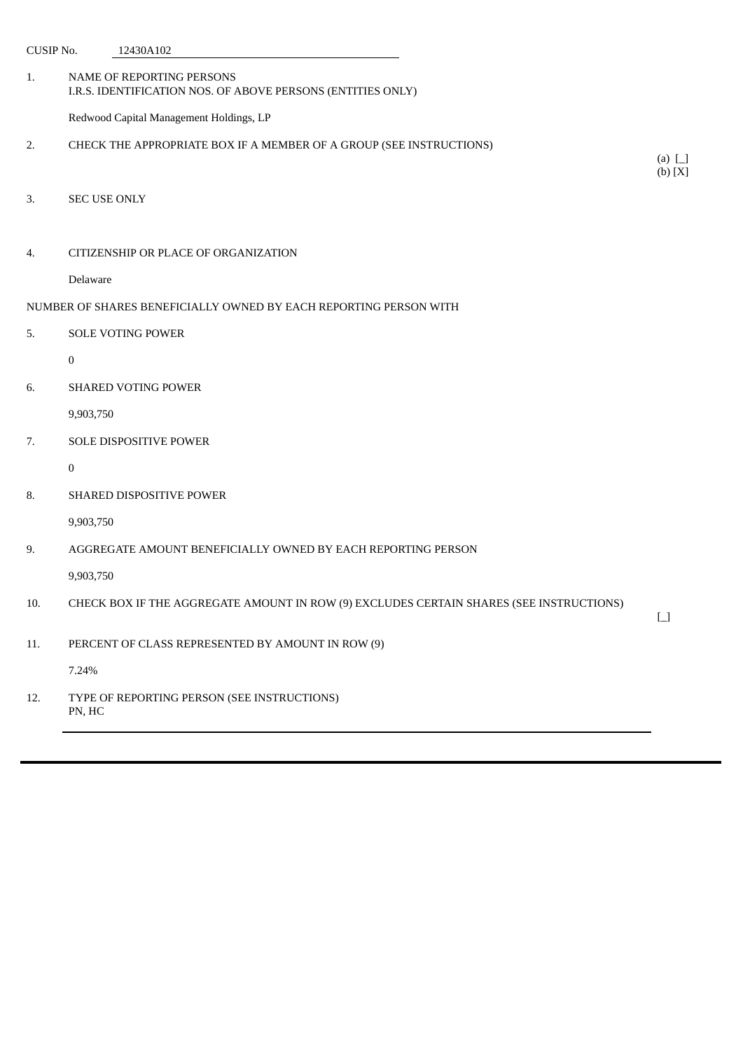CUSIP No. 12430A102

1. NAME OF REPORTING PERSONS
I.R.S. IDENTIFICATION NOS. OF ABOVE PERSONS (ENTITIES ONLY)

Redwood Capital Management Holdings, LP

2. CHECK THE APPROPRIATE BOX IF A MEMBER OF A GROUP (SEE INSTRUCTIONS)

(a) [_]
(b) [X]

3. SEC USE ONLY

4. CITIZENSHIP OR PLACE OF ORGANIZATION

Delaware

NUMBER OF SHARES BENEFICIALLY OWNED BY EACH REPORTING PERSON WITH

5. SOLE VOTING POWER

0

6. SHARED VOTING POWER

9,903,750

7. SOLE DISPOSITIVE POWER

0

8. SHARED DISPOSITIVE POWER

9,903,750

9. AGGREGATE AMOUNT BENEFICIALLY OWNED BY EACH REPORTING PERSON

9,903,750

10. CHECK BOX IF THE AGGREGATE AMOUNT IN ROW (9) EXCLUDES CERTAIN SHARES (SEE INSTRUCTIONS)

[_]

11. PERCENT OF CLASS REPRESENTED BY AMOUNT IN ROW (9)

7.24%

12. TYPE OF REPORTING PERSON (SEE INSTRUCTIONS)
PN, HC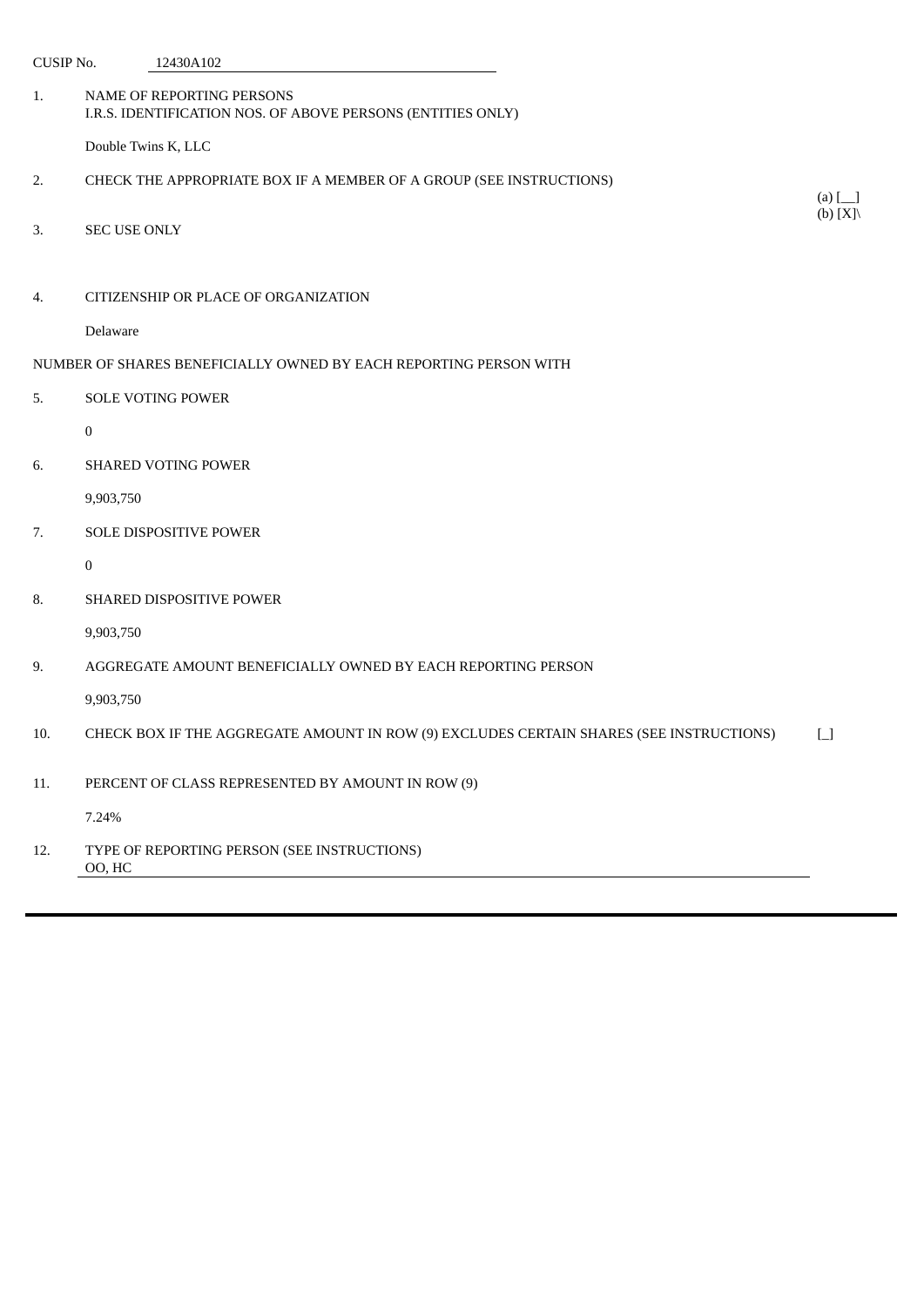CUSIP No. 12430A102

| | | |
|---|---|---|
| 1. | NAME OF REPORTING PERSONS<br>I.R.S. IDENTIFICATION NOS. OF ABOVE PERSONS (ENTITIES ONLY)<br><br>Double Twins K, LLC | |
| 2. | CHECK THE APPROPRIATE BOX IF A MEMBER OF A GROUP (SEE INSTRUCTIONS) | (a) [__]<br>(b) [X]\ |
| 3. | SEC USE ONLY | |
| 4. | CITIZENSHIP OR PLACE OF ORGANIZATION<br><br>Delaware | |
| | NUMBER OF SHARES BENEFICIALLY OWNED BY EACH REPORTING PERSON WITH | |
| 5. | SOLE VOTING POWER<br><br>0 | |
| 6. | SHARED VOTING POWER<br><br>9,903,750 | |
| 7. | SOLE DISPOSITIVE POWER<br><br>0 | |
| 8. | SHARED DISPOSITIVE POWER<br><br>9,903,750 | |
| 9. | AGGREGATE AMOUNT BENEFICIALLY OWNED BY EACH REPORTING PERSON<br><br>9,903,750 | |
| 10. | CHECK BOX IF THE AGGREGATE AMOUNT IN ROW (9) EXCLUDES CERTAIN SHARES (SEE INSTRUCTIONS) | [_] |
| 11. | PERCENT OF CLASS REPRESENTED BY AMOUNT IN ROW (9)<br><br>7.24% | |
| 12. | TYPE OF REPORTING PERSON (SEE INSTRUCTIONS)<br>OO, HC | |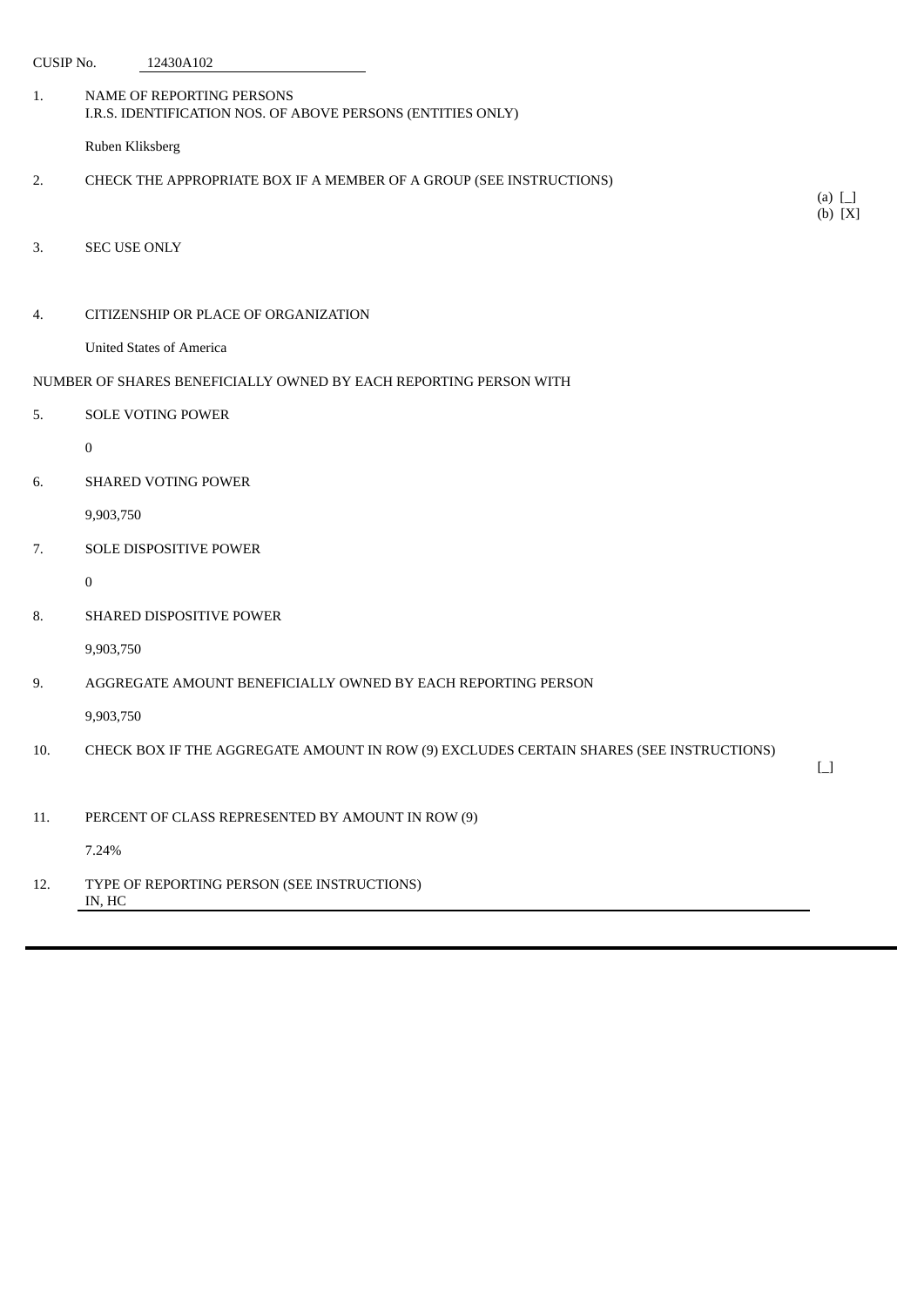CUSIP No. 12430A102

1. NAME OF REPORTING PERSONS
I.R.S. IDENTIFICATION NOS. OF ABOVE PERSONS (ENTITIES ONLY)

Ruben Kliksberg

2. CHECK THE APPROPRIATE BOX IF A MEMBER OF A GROUP (SEE INSTRUCTIONS)

(a) [_]
(b) [X]

3. SEC USE ONLY

4. CITIZENSHIP OR PLACE OF ORGANIZATION

United States of America

NUMBER OF SHARES BENEFICIALLY OWNED BY EACH REPORTING PERSON WITH

5. SOLE VOTING POWER

0

6. SHARED VOTING POWER

9,903,750

7. SOLE DISPOSITIVE POWER

0

8. SHARED DISPOSITIVE POWER

9,903,750

9. AGGREGATE AMOUNT BENEFICIALLY OWNED BY EACH REPORTING PERSON

9,903,750

10. CHECK BOX IF THE AGGREGATE AMOUNT IN ROW (9) EXCLUDES CERTAIN SHARES (SEE INSTRUCTIONS)

[_]

11. PERCENT OF CLASS REPRESENTED BY AMOUNT IN ROW (9)

7.24%

12. TYPE OF REPORTING PERSON (SEE INSTRUCTIONS)

IN, HC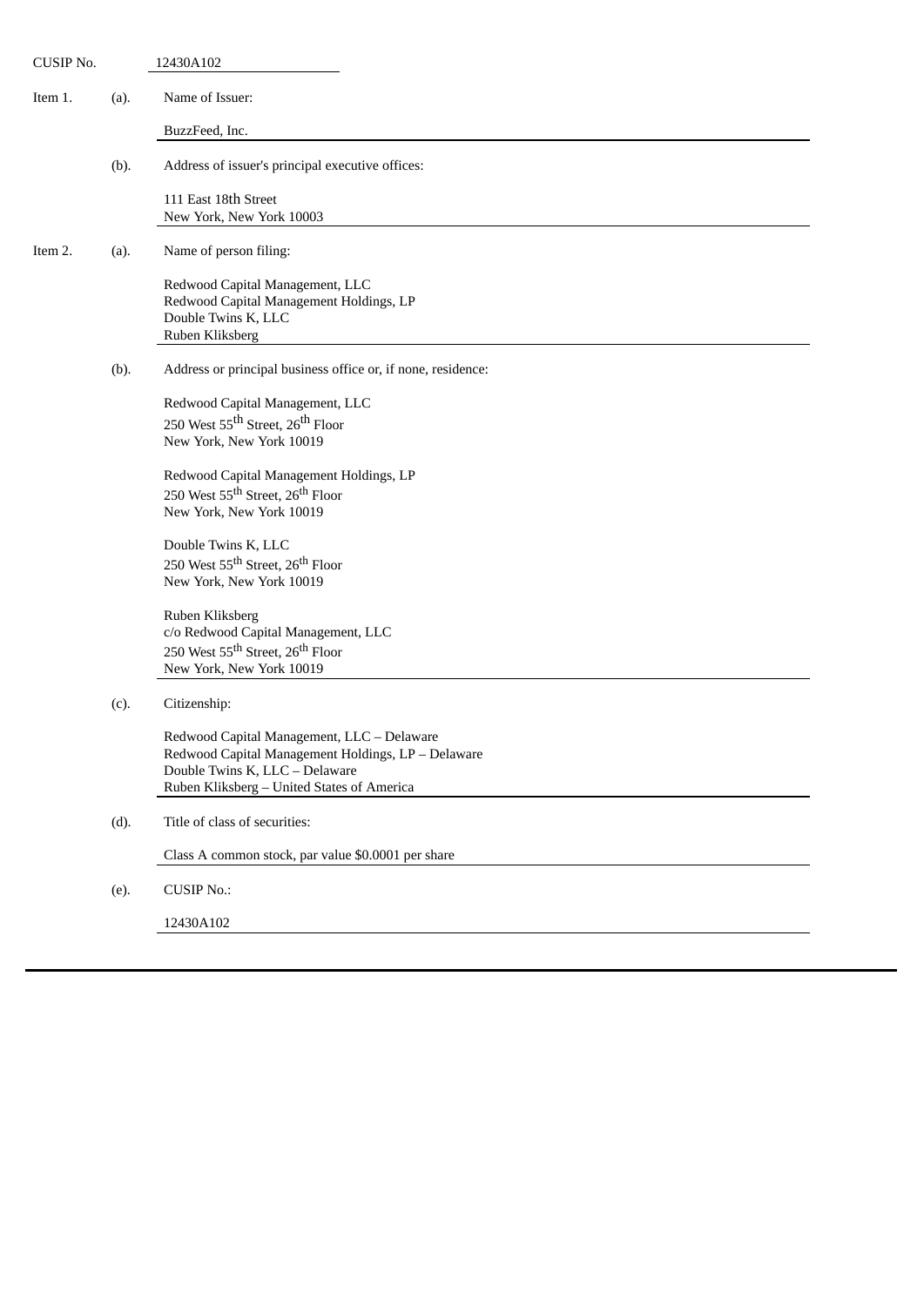CUSIP No. 12430A102

Item 1. (a). Name of Issuer:

BuzzFeed, Inc.

(b). Address of issuer's principal executive offices:

111 East 18th Street
New York, New York 10003

Item 2. (a). Name of person filing:

Redwood Capital Management, LLC
Redwood Capital Management Holdings, LP
Double Twins K, LLC
Ruben Kliksberg

(b). Address or principal business office or, if none, residence:

Redwood Capital Management, LLC
250 West 55th Street, 26th Floor
New York, New York 10019

Redwood Capital Management Holdings, LP
250 West 55th Street, 26th Floor
New York, New York 10019

Double Twins K, LLC
250 West 55th Street, 26th Floor
New York, New York 10019

Ruben Kliksberg
c/o Redwood Capital Management, LLC
250 West 55th Street, 26th Floor
New York, New York 10019

(c). Citizenship:

Redwood Capital Management, LLC – Delaware
Redwood Capital Management Holdings, LP – Delaware
Double Twins K, LLC – Delaware
Ruben Kliksberg – United States of America

(d). Title of class of securities:

Class A common stock, par value $0.0001 per share

(e). CUSIP No.:

12430A102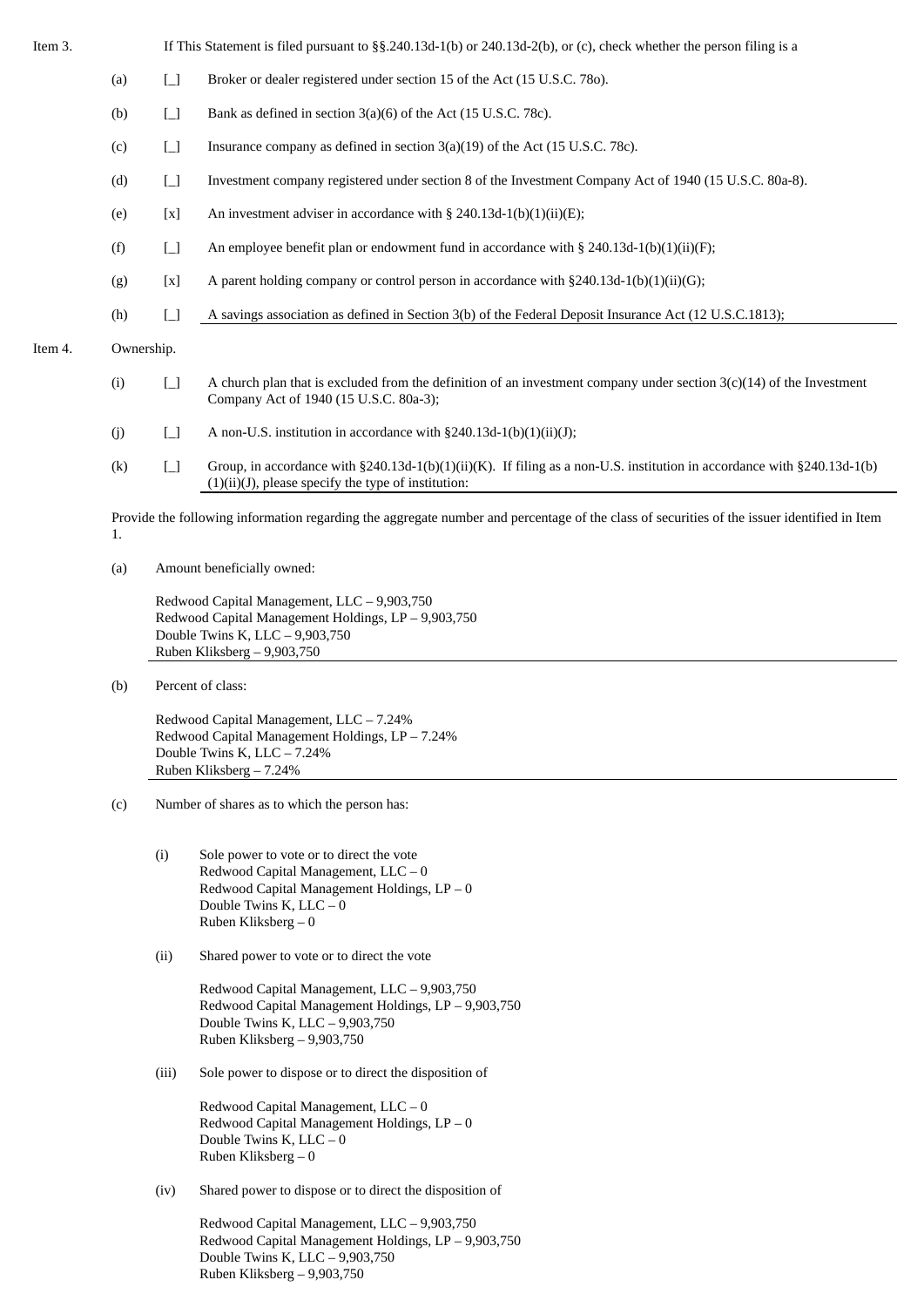Item 3. If This Statement is filed pursuant to §§.240.13d-1(b) or 240.13d-2(b), or (c), check whether the person filing is a

(a) [_] Broker or dealer registered under section 15 of the Act (15 U.S.C. 78o).

(b) [_] Bank as defined in section 3(a)(6) of the Act (15 U.S.C. 78c).

(c) [_] Insurance company as defined in section 3(a)(19) of the Act (15 U.S.C. 78c).

(d) [_] Investment company registered under section 8 of the Investment Company Act of 1940 (15 U.S.C. 80a-8).

(e) [x] An investment adviser in accordance with § 240.13d-1(b)(1)(ii)(E);

(f) [_] An employee benefit plan or endowment fund in accordance with § 240.13d-1(b)(1)(ii)(F);

(g) [x] A parent holding company or control person in accordance with §240.13d-1(b)(1)(ii)(G);

(h) [_] A savings association as defined in Section 3(b) of the Federal Deposit Insurance Act (12 U.S.C.1813);

Item 4. Ownership.

(i) [_] A church plan that is excluded from the definition of an investment company under section 3(c)(14) of the Investment Company Act of 1940 (15 U.S.C. 80a-3);

(j) [_] A non-U.S. institution in accordance with §240.13d-1(b)(1)(ii)(J);

(k) [_] Group, in accordance with §240.13d-1(b)(1)(ii)(K). If filing as a non-U.S. institution in accordance with §240.13d-1(b)(1)(ii)(J), please specify the type of institution:

Provide the following information regarding the aggregate number and percentage of the class of securities of the issuer identified in Item 1.

(a) Amount beneficially owned:

Redwood Capital Management, LLC – 9,903,750
Redwood Capital Management Holdings, LP – 9,903,750
Double Twins K, LLC – 9,903,750
Ruben Kliksberg – 9,903,750

(b) Percent of class:

Redwood Capital Management, LLC – 7.24%
Redwood Capital Management Holdings, LP – 7.24%
Double Twins K, LLC – 7.24%
Ruben Kliksberg – 7.24%

(c) Number of shares as to which the person has:

(i) Sole power to vote or to direct the vote
Redwood Capital Management, LLC – 0
Redwood Capital Management Holdings, LP – 0
Double Twins K, LLC – 0
Ruben Kliksberg – 0

(ii) Shared power to vote or to direct the vote

Redwood Capital Management, LLC – 9,903,750
Redwood Capital Management Holdings, LP – 9,903,750
Double Twins K, LLC – 9,903,750
Ruben Kliksberg – 9,903,750

(iii) Sole power to dispose or to direct the disposition of

Redwood Capital Management, LLC – 0
Redwood Capital Management Holdings, LP – 0
Double Twins K, LLC – 0
Ruben Kliksberg – 0

(iv) Shared power to dispose or to direct the disposition of

Redwood Capital Management, LLC – 9,903,750
Redwood Capital Management Holdings, LP – 9,903,750
Double Twins K, LLC – 9,903,750
Ruben Kliksberg – 9,903,750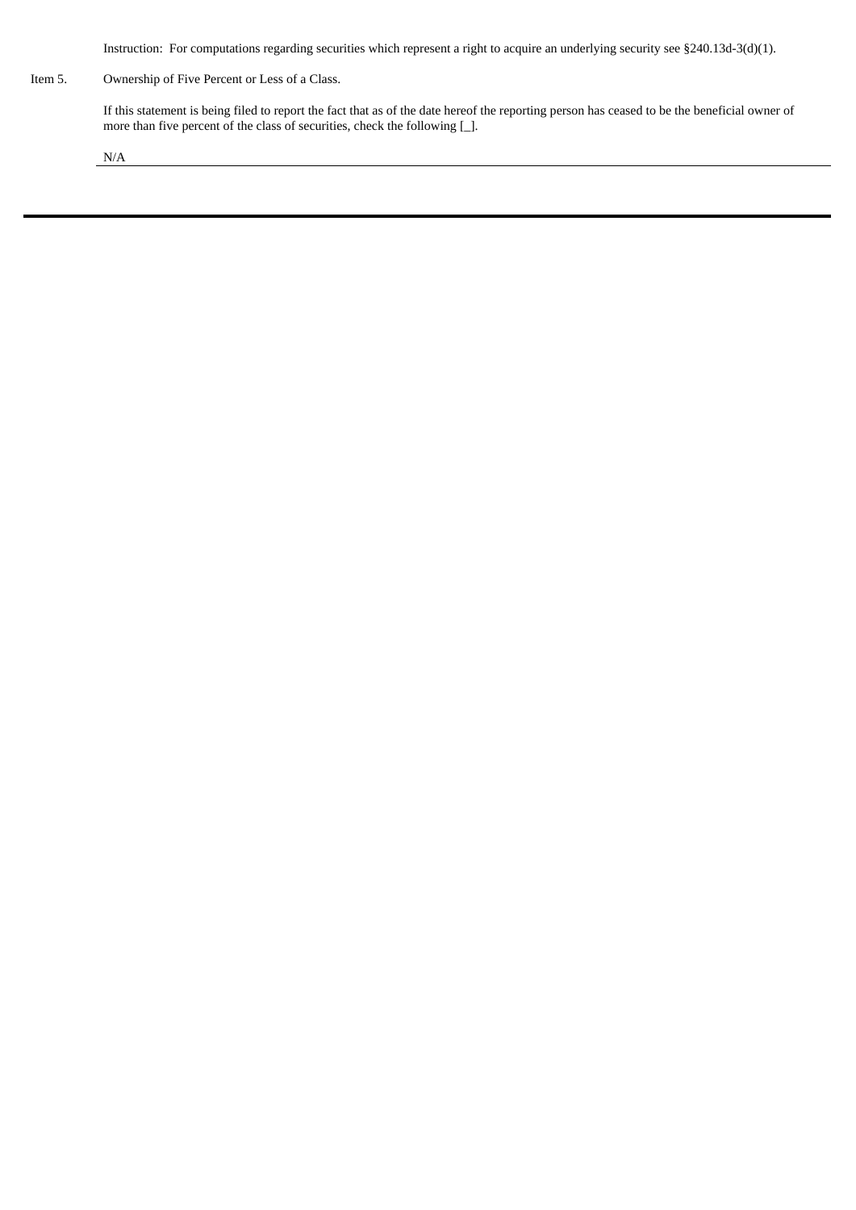Instruction: For computations regarding securities which represent a right to acquire an underlying security see §240.13d-3(d)(1).

Item 5. Ownership of Five Percent or Less of a Class.

If this statement is being filed to report the fact that as of the date hereof the reporting person has ceased to be the beneficial owner of more than five percent of the class of securities, check the following [_].

N/A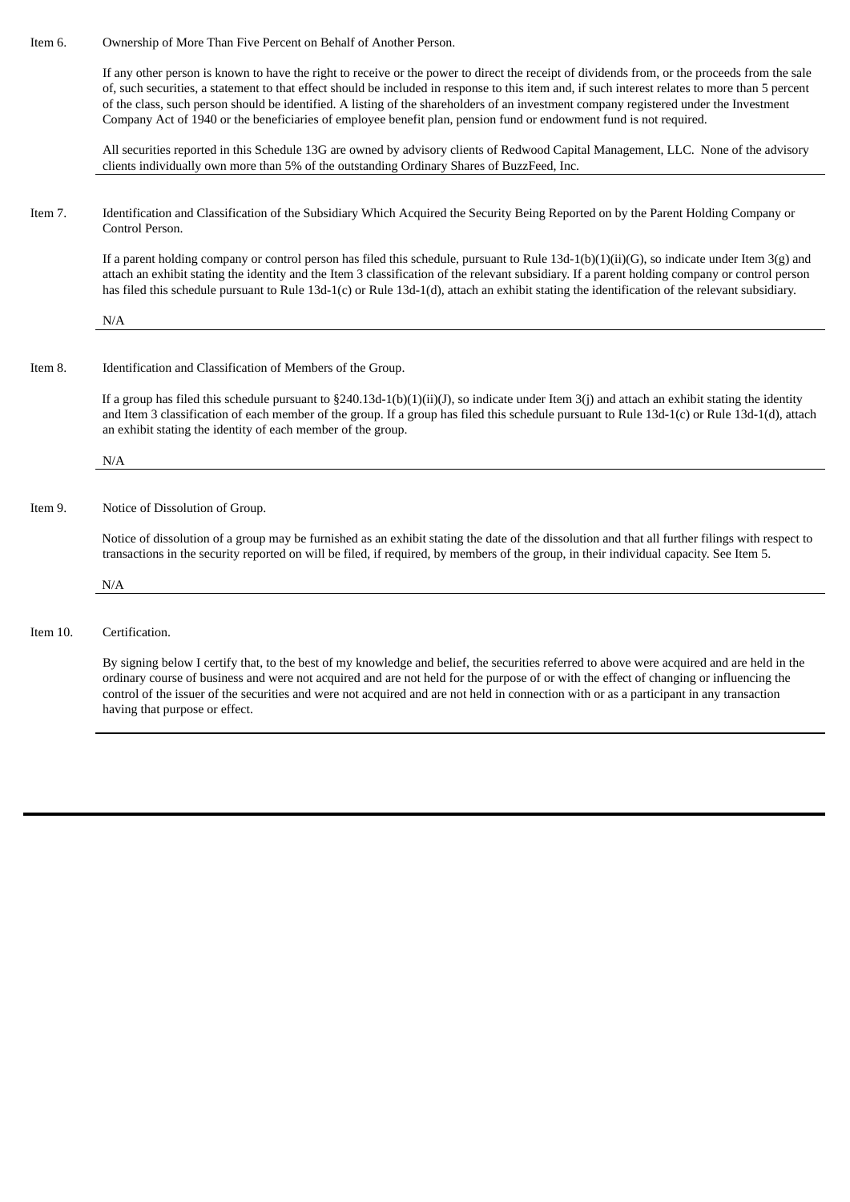Item 6. Ownership of More Than Five Percent on Behalf of Another Person.

If any other person is known to have the right to receive or the power to direct the receipt of dividends from, or the proceeds from the sale of, such securities, a statement to that effect should be included in response to this item and, if such interest relates to more than 5 percent of the class, such person should be identified. A listing of the shareholders of an investment company registered under the Investment Company Act of 1940 or the beneficiaries of employee benefit plan, pension fund or endowment fund is not required.

All securities reported in this Schedule 13G are owned by advisory clients of Redwood Capital Management, LLC. None of the advisory clients individually own more than 5% of the outstanding Ordinary Shares of BuzzFeed, Inc.

---

Item 7. Identification and Classification of the Subsidiary Which Acquired the Security Being Reported on by the Parent Holding Company or Control Person.

If a parent holding company or control person has filed this schedule, pursuant to Rule 13d-1(b)(1)(ii)(G), so indicate under Item 3(g) and attach an exhibit stating the identity and the Item 3 classification of the relevant subsidiary. If a parent holding company or control person has filed this schedule pursuant to Rule 13d-1(c) or Rule 13d-1(d), attach an exhibit stating the identification of the relevant subsidiary.

N/A

---

Item 8. Identification and Classification of Members of the Group.

If a group has filed this schedule pursuant to §240.13d-1(b)(1)(ii)(J), so indicate under Item 3(j) and attach an exhibit stating the identity and Item 3 classification of each member of the group. If a group has filed this schedule pursuant to Rule 13d-1(c) or Rule 13d-1(d), attach an exhibit stating the identity of each member of the group.

N/A

---

Item 9. Notice of Dissolution of Group.

Notice of dissolution of a group may be furnished as an exhibit stating the date of the dissolution and that all further filings with respect to transactions in the security reported on will be filed, if required, by members of the group, in their individual capacity. See Item 5.

N/A

---

Item 10. Certification.

By signing below I certify that, to the best of my knowledge and belief, the securities referred to above were acquired and are held in the ordinary course of business and were not acquired and are not held for the purpose of or with the effect of changing or influencing the control of the issuer of the securities and were not acquired and are not held in connection with or as a participant in any transaction having that purpose or effect.

---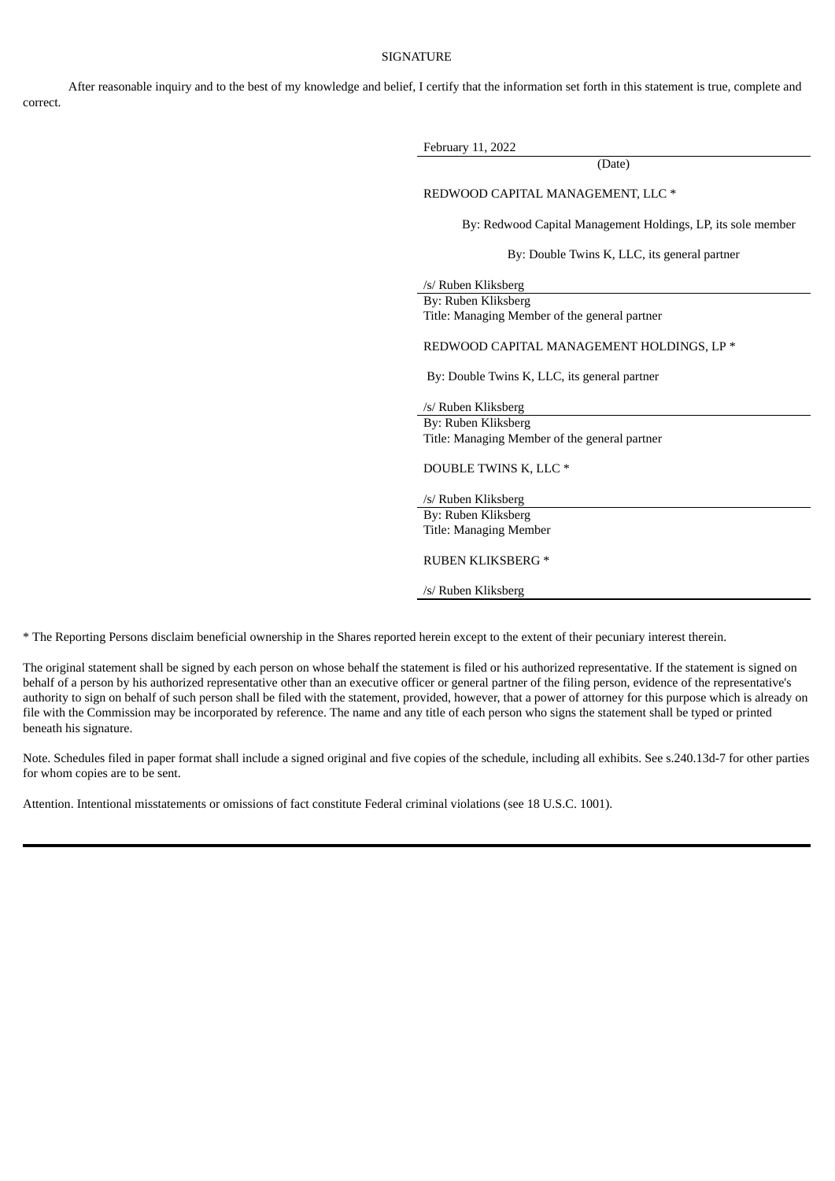SIGNATURE

After reasonable inquiry and to the best of my knowledge and belief, I certify that the information set forth in this statement is true, complete and correct.

February 11, 2022
(Date)

REDWOOD CAPITAL MANAGEMENT, LLC *

By: Redwood Capital Management Holdings, LP, its sole member

By: Double Twins K, LLC, its general partner

/s/ Ruben Kliksberg
By: Ruben Kliksberg
Title: Managing Member of the general partner

REDWOOD CAPITAL MANAGEMENT HOLDINGS, LP *

By: Double Twins K, LLC, its general partner

/s/ Ruben Kliksberg
By: Ruben Kliksberg
Title: Managing Member of the general partner

DOUBLE TWINS K, LLC *

/s/ Ruben Kliksberg
By: Ruben Kliksberg
Title: Managing Member

RUBEN KLIKSBERG *

/s/ Ruben Kliksberg

* The Reporting Persons disclaim beneficial ownership in the Shares reported herein except to the extent of their pecuniary interest therein.

The original statement shall be signed by each person on whose behalf the statement is filed or his authorized representative. If the statement is signed on behalf of a person by his authorized representative other than an executive officer or general partner of the filing person, evidence of the representative's authority to sign on behalf of such person shall be filed with the statement, provided, however, that a power of attorney for this purpose which is already on file with the Commission may be incorporated by reference. The name and any title of each person who signs the statement shall be typed or printed beneath his signature.

Note. Schedules filed in paper format shall include a signed original and five copies of the schedule, including all exhibits. See s.240.13d-7 for other parties for whom copies are to be sent.

Attention. Intentional misstatements or omissions of fact constitute Federal criminal violations (see 18 U.S.C. 1001).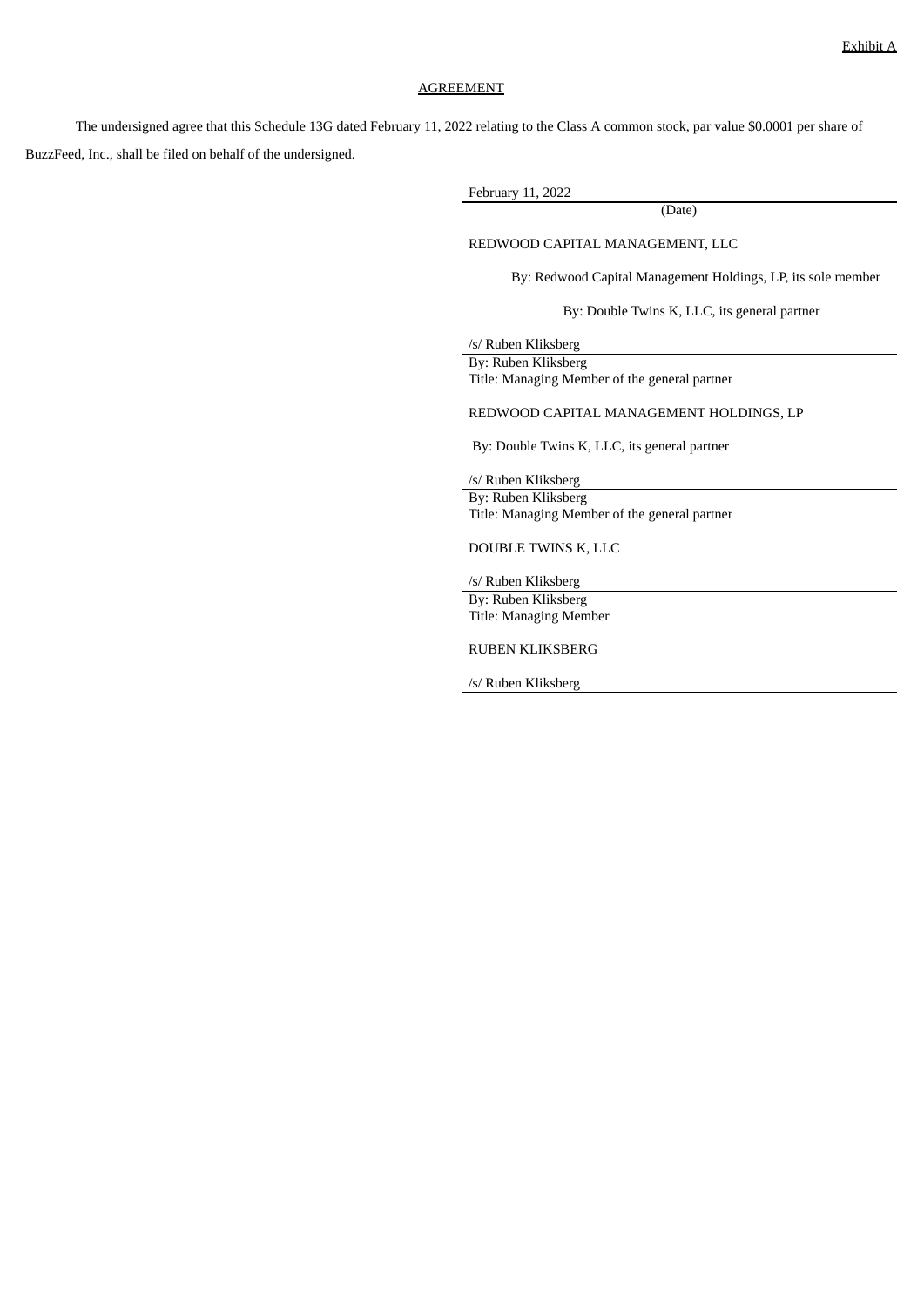Exhibit A

AGREEMENT

The undersigned agree that this Schedule 13G dated February 11, 2022 relating to the Class A common stock, par value $0.0001 per share of BuzzFeed, Inc., shall be filed on behalf of the undersigned.

February 11, 2022
(Date)

REDWOOD CAPITAL MANAGEMENT, LLC

By: Redwood Capital Management Holdings, LP, its sole member

By: Double Twins K, LLC, its general partner

/s/ Ruben Kliksberg
By: Ruben Kliksberg
Title: Managing Member of the general partner

REDWOOD CAPITAL MANAGEMENT HOLDINGS, LP

By: Double Twins K, LLC, its general partner

/s/ Ruben Kliksberg
By: Ruben Kliksberg
Title: Managing Member of the general partner

DOUBLE TWINS K, LLC

/s/ Ruben Kliksberg
By: Ruben Kliksberg
Title: Managing Member

RUBEN KLIKSBERG

/s/ Ruben Kliksberg